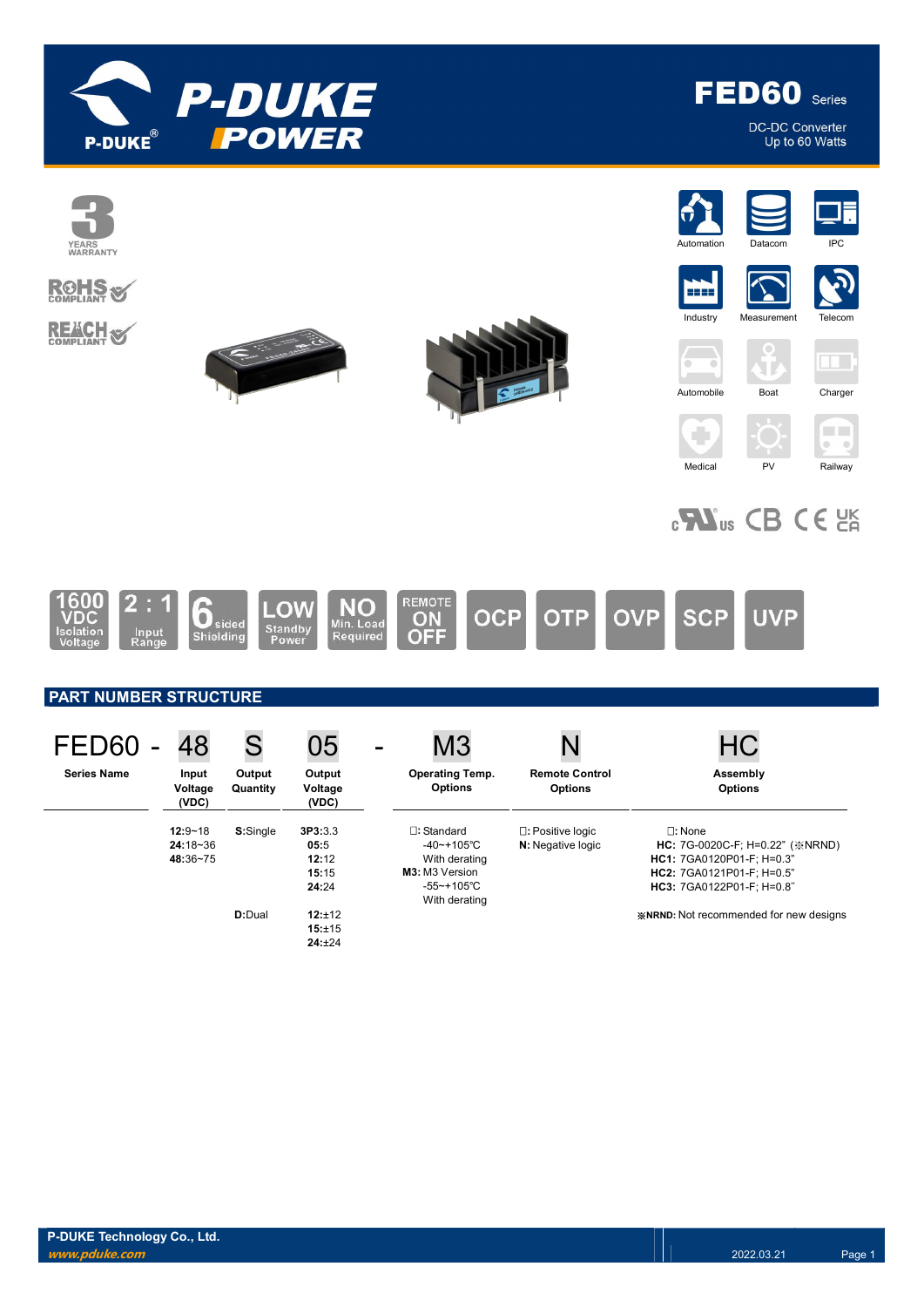# P-DUKE POWER

# FED60 Series

DC-DC Converter
Up to 60 Watts

3 YEARS WARRANTY

RoHS COMPLIANT

REACH COMPLIANT

Automation | Datacom | IPC
Industry | Measurement | Telecom
Automobile | Boat | Charger
Medical | PV | Railway

1600 VDC Isolation Voltage | 2 : 1 Input Range | 6 sided Shielding | LOW Standby Power | NO Min. Load Required | REMOTE ON OFF | OCP | OTP | OVP | SCP | UVP

## PART NUMBER STRUCTURE

| FED60 - | 48 | S | 05 | - | M3 | N | HC |
|---|---|---|---|---|---|---|---|
| **Series Name** | **Input Voltage (VDC)** | **Output Quantity** | **Output Voltage (VDC)** | | **Operating Temp. Options** | **Remote Control Options** | **Assembly Options** |
| | **12:**9~18<br>**24:**18~36<br>**48:**36~75 | **S:**Single | **3P3:**3.3<br>**05:**5<br>**12:**12<br>**15:**15<br>**24:**24 | | □: Standard<br>-40~+105℃<br>With derating<br>**M3:** M3 Version<br>-55~+105℃<br>With derating | □: Positive logic<br>**N:** Negative logic | □: None<br>**HC:** 7G-0020C-F; H=0.22" (※NRND)<br>**HC1:** 7GA0120P01-F; H=0.3"<br>**HC2:** 7GA0121P01-F; H=0.5"<br>**HC3:** 7GA0122P01-F; H=0.8" |
| | | **D:**Dual | **12:**±12<br>**15:**±15<br>**24:**±24 | | | | **※NRND:** Not recommended for new designs |

P-DUKE Technology Co., Ltd.
*www.pduke.com*
2022.03.21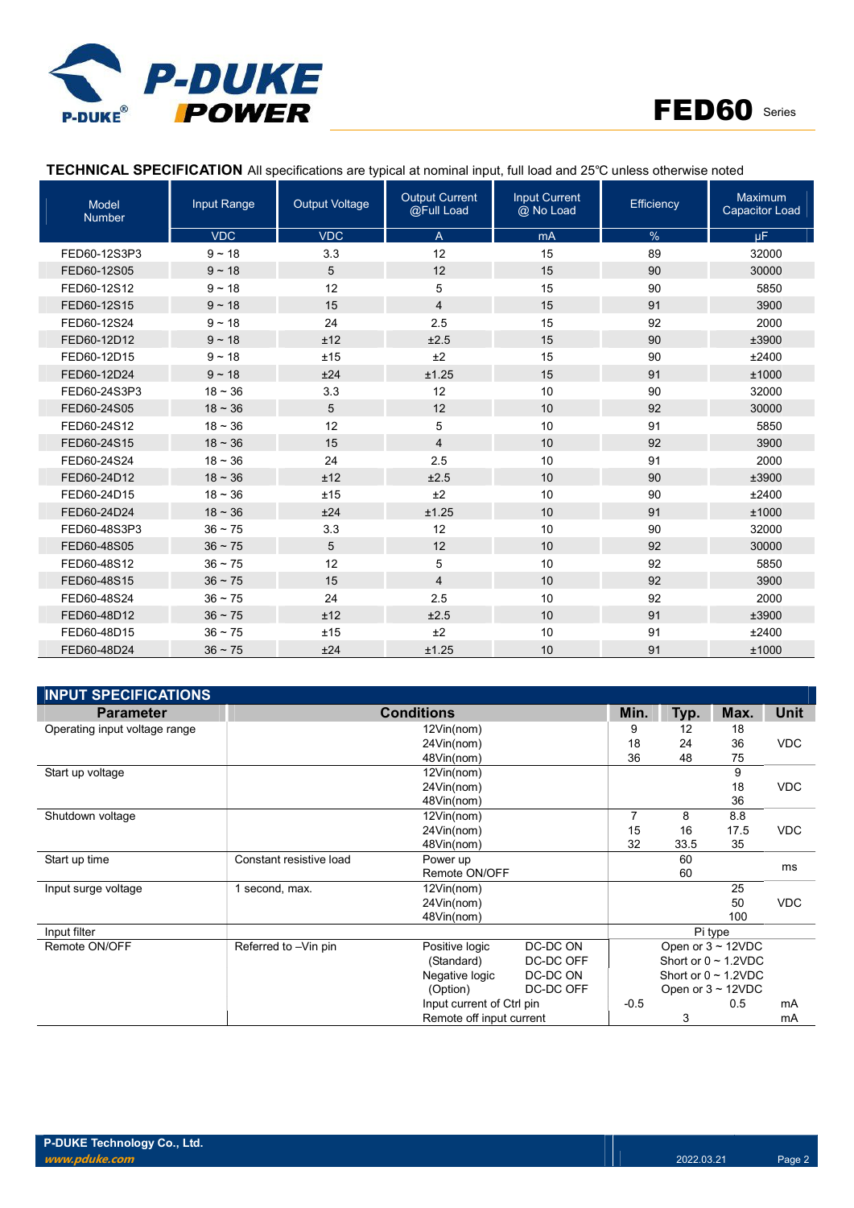## TECHNICAL SPECIFICATION All specifications are typical at nominal input, full load and 25℃ unless otherwise noted

| Model Number | Input Range | Output Voltage | Output Current @Full Load | Input Current @ No Load | Efficiency | Maximum Capacitor Load |
|---|---|---|---|---|---|---|
| | VDC | VDC | A | mA | % | µF |
| FED60-12S3P3 | 9 ~ 18 | 3.3 | 12 | 15 | 89 | 32000 |
| FED60-12S05 | 9 ~ 18 | 5 | 12 | 15 | 90 | 30000 |
| FED60-12S12 | 9 ~ 18 | 12 | 5 | 15 | 90 | 5850 |
| FED60-12S15 | 9 ~ 18 | 15 | 4 | 15 | 91 | 3900 |
| FED60-12S24 | 9 ~ 18 | 24 | 2.5 | 15 | 92 | 2000 |
| FED60-12D12 | 9 ~ 18 | ±12 | ±2.5 | 15 | 90 | ±3900 |
| FED60-12D15 | 9 ~ 18 | ±15 | ±2 | 15 | 90 | ±2400 |
| FED60-12D24 | 9 ~ 18 | ±24 | ±1.25 | 15 | 91 | ±1000 |
| FED60-24S3P3 | 18 ~ 36 | 3.3 | 12 | 10 | 90 | 32000 |
| FED60-24S05 | 18 ~ 36 | 5 | 12 | 10 | 92 | 30000 |
| FED60-24S12 | 18 ~ 36 | 12 | 5 | 10 | 91 | 5850 |
| FED60-24S15 | 18 ~ 36 | 15 | 4 | 10 | 92 | 3900 |
| FED60-24S24 | 18 ~ 36 | 24 | 2.5 | 10 | 91 | 2000 |
| FED60-24D12 | 18 ~ 36 | ±12 | ±2.5 | 10 | 90 | ±3900 |
| FED60-24D15 | 18 ~ 36 | ±15 | ±2 | 10 | 90 | ±2400 |
| FED60-24D24 | 18 ~ 36 | ±24 | ±1.25 | 10 | 91 | ±1000 |
| FED60-48S3P3 | 36 ~ 75 | 3.3 | 12 | 10 | 90 | 32000 |
| FED60-48S05 | 36 ~ 75 | 5 | 12 | 10 | 92 | 30000 |
| FED60-48S12 | 36 ~ 75 | 12 | 5 | 10 | 92 | 5850 |
| FED60-48S15 | 36 ~ 75 | 15 | 4 | 10 | 92 | 3900 |
| FED60-48S24 | 36 ~ 75 | 24 | 2.5 | 10 | 92 | 2000 |
| FED60-48D12 | 36 ~ 75 | ±12 | ±2.5 | 10 | 91 | ±3900 |
| FED60-48D15 | 36 ~ 75 | ±15 | ±2 | 10 | 91 | ±2400 |
| FED60-48D24 | 36 ~ 75 | ±24 | ±1.25 | 10 | 91 | ±1000 |

## INPUT SPECIFICATIONS

| Parameter | Conditions | | | Min. | Typ. | Max. | Unit |
|---|---|---|---|---|---|---|---|
| Operating input voltage range | | 12Vin(nom) | | 9 | 12 | 18 | VDC |
| | | 24Vin(nom) | | 18 | 24 | 36 | |
| | | 48Vin(nom) | | 36 | 48 | 75 | |
| Start up voltage | | 12Vin(nom) | | | | 9 | VDC |
| | | 24Vin(nom) | | | | 18 | |
| | | 48Vin(nom) | | | | 36 | |
| Shutdown voltage | | 12Vin(nom) | | 7 | 8 | 8.8 | VDC |
| | | 24Vin(nom) | | 15 | 16 | 17.5 | |
| | | 48Vin(nom) | | 32 | 33.5 | 35 | |
| Start up time | Constant resistive load | Power up | | | 60 | | ms |
| | | Remote ON/OFF | | | 60 | | |
| Input surge voltage | 1 second, max. | 12Vin(nom) | | | | 25 | VDC |
| | | 24Vin(nom) | | | | 50 | |
| | | 48Vin(nom) | | | | 100 | |
| Input filter | | | | Pi type | | | |
| Remote ON/OFF | Referred to –Vin pin | Positive logic | DC-DC ON | Open or 3 ~ 12VDC | | | |
| | | (Standard) | DC-DC OFF | Short or 0 ~ 1.2VDC | | | |
| | | Negative logic | DC-DC ON | Short or 0 ~ 1.2VDC | | | |
| | | (Option) | DC-DC OFF | Open or 3 ~ 12VDC | | | |
| | | Input current of Ctrl pin | | -0.5 | | 0.5 | mA |
| | | Remote off input current | | | 3 | | mA |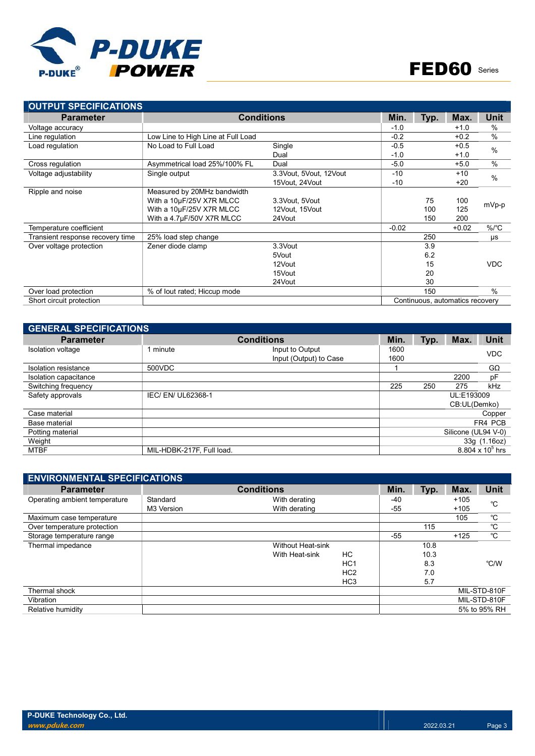## OUTPUT SPECIFICATIONS

| Parameter | Conditions | | Min. | Typ. | Max. | Unit |
|---|---|---|---|---|---|---|
| Voltage accuracy | | | -1.0 | | +1.0 | % |
| Line regulation | Low Line to High Line at Full Load | | -0.2 | | +0.2 | % |
| Load regulation | No Load to Full Load | Single | -0.5 | | +0.5 | % |
| | | Dual | -1.0 | | +1.0 | |
| Cross regulation | Asymmetrical load 25%/100% FL | Dual | -5.0 | | +5.0 | % |
| Voltage adjustability | Single output | 3.3Vout, 5Vout, 12Vout | -10 | | +10 | % |
| | | 15Vout, 24Vout | -10 | | +20 | |
| Ripple and noise | Measured by 20MHz bandwidth | | | | | mVp-p |
| | With a 10μF/25V X7R MLCC | 3.3Vout, 5Vout | | 75 | 100 | |
| | With a 10μF/25V X7R MLCC | 12Vout, 15Vout | | 100 | 125 | |
| | With a 4.7μF/50V X7R MLCC | 24Vout | | 150 | 200 | |
| Temperature coefficient | | | -0.02 | | +0.02 | %/℃ |
| Transient response recovery time | 25% load step change | | | 250 | | μs |
| Over voltage protection | Zener diode clamp | 3.3Vout | | 3.9 | | VDC |
| | | 5Vout | | 6.2 | | |
| | | 12Vout | | 15 | | |
| | | 15Vout | | 20 | | |
| | | 24Vout | | 30 | | |
| Over load protection | % of Iout rated; Hiccup mode | | | 150 | | % |
| Short circuit protection | | | Continuous, automatics recovery | | | |

## GENERAL SPECIFICATIONS

| Parameter | Conditions | | Min. | Typ. | Max. | Unit |
|---|---|---|---|---|---|---|
| Isolation voltage | 1 minute | Input to Output | 1600 | | | VDC |
| | | Input (Output) to Case | 1600 | | | |
| Isolation resistance | 500VDC | | 1 | | | GΩ |
| Isolation capacitance | | | | | 2200 | pF |
| Switching frequency | | | 225 | 250 | 275 | kHz |
| Safety approvals | IEC/ EN/ UL62368-1 | | UL:E193009 CB:UL(Demko) | | | |
| Case material | | | Copper | | | |
| Base material | | | FR4 PCB | | | |
| Potting material | | | Silicone (UL94 V-0) | | | |
| Weight | | | 33g (1.16oz) | | | |
| MTBF | MIL-HDBK-217F, Full load. | | $8.804 \times 10^5$ hrs | | | |

## ENVIRONMENTAL SPECIFICATIONS

| Parameter | Conditions | | | Min. | Typ. | Max. | Unit |
|---|---|---|---|---|---|---|---|
| Operating ambient temperature | Standard | With derating | | -40 | | +105 | ℃ |
| | M3 Version | With derating | | -55 | | +105 | |
| Maximum case temperature | | | | | | 105 | ℃ |
| Over temperature protection | | | | | 115 | | ℃ |
| Storage temperature range | | | | -55 | | +125 | ℃ |
| Thermal impedance | | Without Heat-sink | | | 10.8 | | ℃/W |
| | | With Heat-sink | HC | | 10.3 | | |
| | | | HC1 | | 8.3 | | |
| | | | HC2 | | 7.0 | | |
| | | | HC3 | | 5.7 | | |
| Thermal shock | | | | MIL-STD-810F | | | |
| Vibration | | | | MIL-STD-810F | | | |
| Relative humidity | | | | 5% to 95% RH | | | |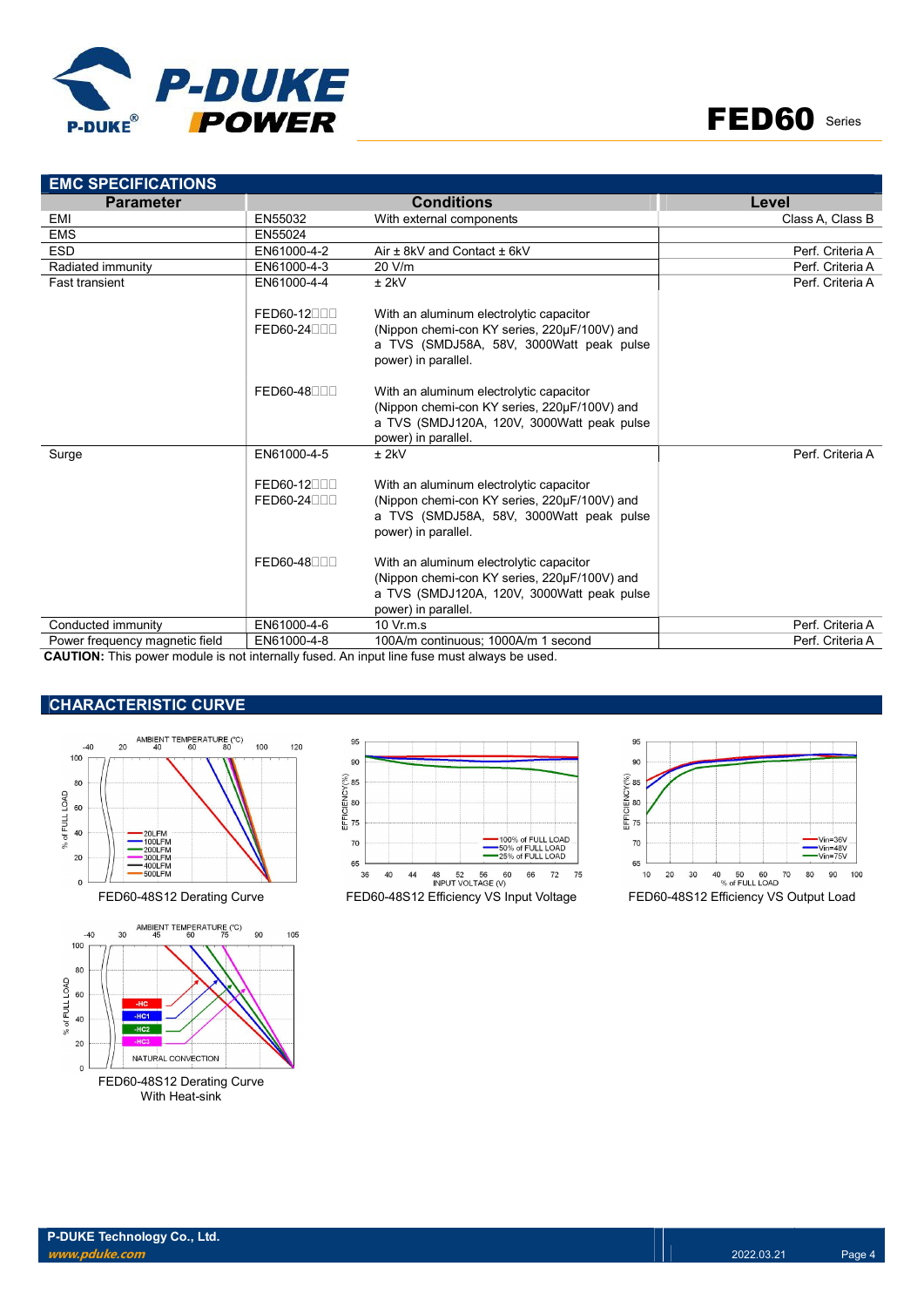## EMC SPECIFICATIONS

| Parameter | Conditions | | Level |
|---|---|---|---|
| EMI | EN55032 | With external components | Class A, Class B |
| EMS | EN55024 | | |
| ESD | EN61000-4-2 | Air ± 8kV and Contact ± 6kV | Perf. Criteria A |
| Radiated immunity | EN61000-4-3 | 20 V/m | Perf. Criteria A |
| Fast transient | EN61000-4-4 | ± 2kV | Perf. Criteria A |
| | FED60-12□□□ FED60-24□□□ | With an aluminum electrolytic capacitor (Nippon chemi-con KY series, 220μF/100V) and a TVS (SMDJ58A, 58V, 3000Watt peak pulse power) in parallel. | |
| | FED60-48□□□ | With an aluminum electrolytic capacitor (Nippon chemi-con KY series, 220μF/100V) and a TVS (SMDJ120A, 120V, 3000Watt peak pulse power) in parallel. | |
| Surge | EN61000-4-5 | ± 2kV | Perf. Criteria A |
| | FED60-12□□□ FED60-24□□□ | With an aluminum electrolytic capacitor (Nippon chemi-con KY series, 220μF/100V) and a TVS (SMDJ58A, 58V, 3000Watt peak pulse power) in parallel. | |
| | FED60-48□□□ | With an aluminum electrolytic capacitor (Nippon chemi-con KY series, 220μF/100V) and a TVS (SMDJ120A, 120V, 3000Watt peak pulse power) in parallel. | |
| Conducted immunity | EN61000-4-6 | 10 Vr.m.s | Perf. Criteria A |
| Power frequency magnetic field | EN61000-4-8 | 100A/m continuous; 1000A/m 1 second | Perf. Criteria A |

**CAUTION:** This power module is not internally fused. An input line fuse must always be used.

## CHARACTERISTIC CURVE

FED60-48S12 Derating Curve

FED60-48S12 Efficiency VS Input Voltage

FED60-48S12 Efficiency VS Output Load

FED60-48S12 Derating Curve With Heat-sink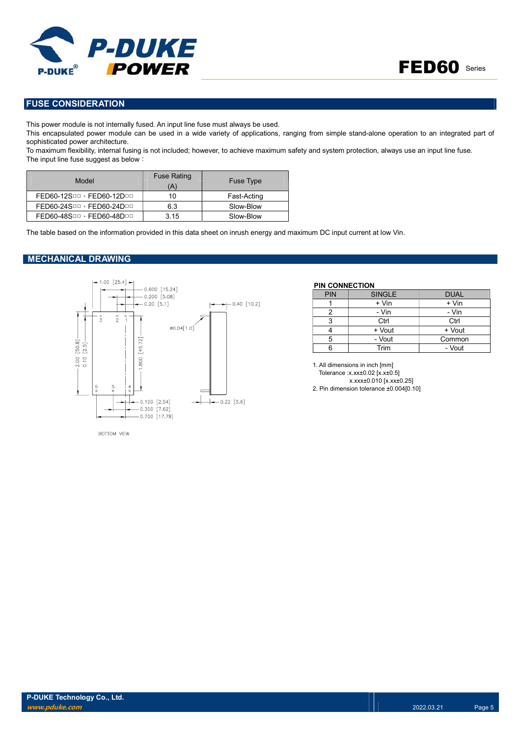## FUSE CONSIDERATION

This power module is not internally fused. An input line fuse must always be used.

This encapsulated power module can be used in a wide variety of applications, ranging from simple stand-alone operation to an integrated part of sophisticated power architecture.

To maximum flexibility, internal fusing is not included; however, to achieve maximum safety and system protection, always use an input line fuse.

The input line fuse suggest as below：

| Model | Fuse Rating (A) | Fuse Type |
|---|---|---|
| FED60-12S□□、FED60-12D□□ | 10 | Fast-Acting |
| FED60-24S□□、FED60-24D□□ | 6.3 | Slow-Blow |
| FED60-48S□□、FED60-48D□□ | 3.15 | Slow-Blow |

The table based on the information provided in this data sheet on inrush energy and maximum DC input current at low Vin.

## MECHANICAL DRAWING

1.00 [25.4]
0.600 [15.24]
0.200 [5.08]
0.20 [5.1]
0.40 [10.2]
ø0.04[1.0]
2.00 [50.8]
0.10 [2.5]
1.800 [45.72]
0.100 [2.54]
0.300 [7.62]
0.700 [17.78]
0.22 [5.6]

BOTTOM VIEW

**PIN CONNECTION**

| PIN | SINGLE | DUAL |
|---|---|---|
| 1 | + Vin | + Vin |
| 2 | - Vin | - Vin |
| 3 | Ctrl | Ctrl |
| 4 | + Vout | + Vout |
| 5 | - Vout | Common |
| 6 | Trim | - Vout |

1. All dimensions in inch [mm]
   Tolerance :x.xx±0.02 [x.x±0.5]
   x.xxx±0.010 [x.xx±0.25]
2. Pin dimension tolerance ±0.004[0.10]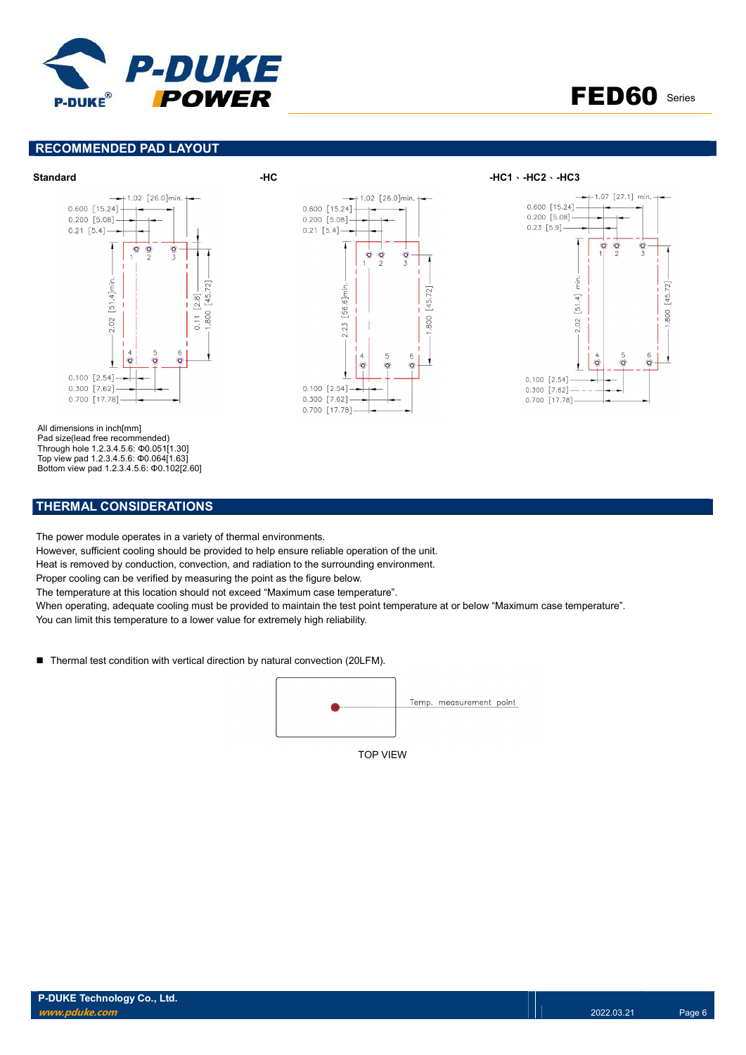## RECOMMENDED PAD LAYOUT

**Standard**

1.02 [26.0]min.
0.600 [15.24]
0.200 [5.08]
0.21 [5.4]
2.02 [51.4]min.
0.11 [2.8]
1.800 [45.72]
0.100 [2.54]
0.300 [7.62]
0.700 [17.78]

**-HC**

1.02 [26.0]min.
0.600 [15.24]
0.200 [5.08]
0.21 [5.4]
2.23 [56.6]min.
1.800 [45.72]
0.100 [2.54]
0.300 [7.62]
0.700 [17.78]

**-HC1、-HC2、-HC3**

1.07 [27.1] min.
0.600 [15.24]
0.200 [5.08]
0.23 [5.9]
2.02 [51.4] min.
1.800 [45.72]
0.100 [2.54]
0.300 [7.62]
0.700 [17.78]

All dimensions in inch[mm]
Pad size(lead free recommended)
Through hole 1.2.3.4.5.6: Φ0.051[1.30]
Top view pad 1.2.3.4.5.6: Φ0.064[1.63]
Bottom view pad 1.2.3.4.5.6: Φ0.102[2.60]

## THERMAL CONSIDERATIONS

The power module operates in a variety of thermal environments.
However, sufficient cooling should be provided to help ensure reliable operation of the unit.
Heat is removed by conduction, convection, and radiation to the surrounding environment.
Proper cooling can be verified by measuring the point as the figure below.
The temperature at this location should not exceed "Maximum case temperature".
When operating, adequate cooling must be provided to maintain the test point temperature at or below "Maximum case temperature".
You can limit this temperature to a lower value for extremely high reliability.

- Thermal test condition with vertical direction by natural convection (20LFM).

Temp. measurement point

TOP VIEW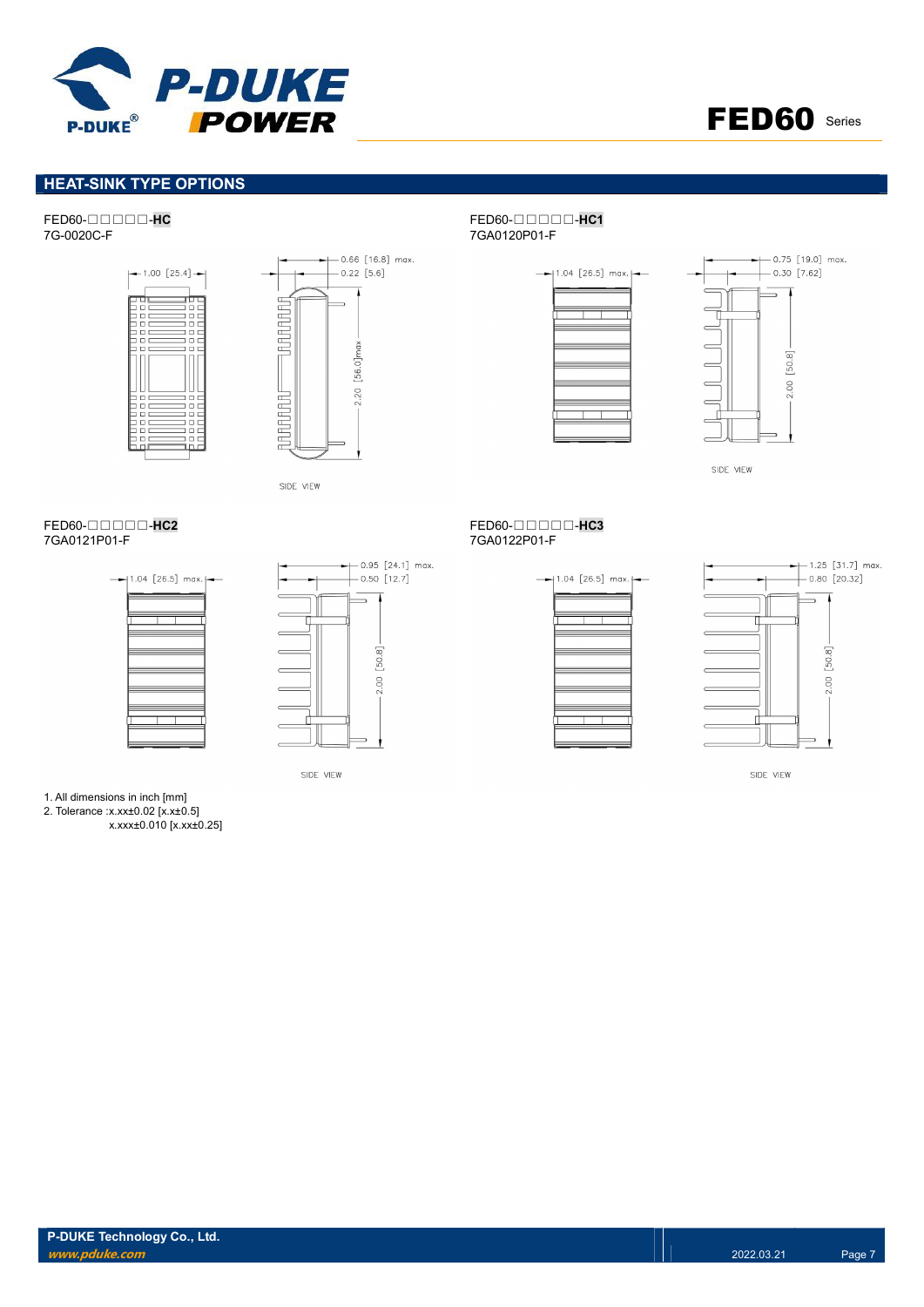## HEAT-SINK TYPE OPTIONS

FED60-□□□□□-**HC**
7G-0020C-F

1.00 [25.4]

0.66 [16.8] max.
0.22 [5.6]

2.20 [56.0]max

SIDE VIEW

FED60-□□□□□-**HC1**
7GA0120P01-F

1.04 [26.5] max.

0.75 [19.0] max.
0.30 [7.62]

2.00 [50.8]

SIDE VIEW

FED60-□□□□□-**HC2**
7GA0121P01-F

1.04 [26.5] max.

0.95 [24.1] max.
0.50 [12.7]

2.00 [50.8]

SIDE VIEW

FED60-□□□□□-**HC3**
7GA0122P01-F

1.04 [26.5] max.

1.25 [31.7] max.
0.80 [20.32]

2.00 [50.8]

SIDE VIEW

1. All dimensions in inch [mm]
2. Tolerance :x.xx±0.02 [x.x±0.5]
   x.xxx±0.010 [x.xx±0.25]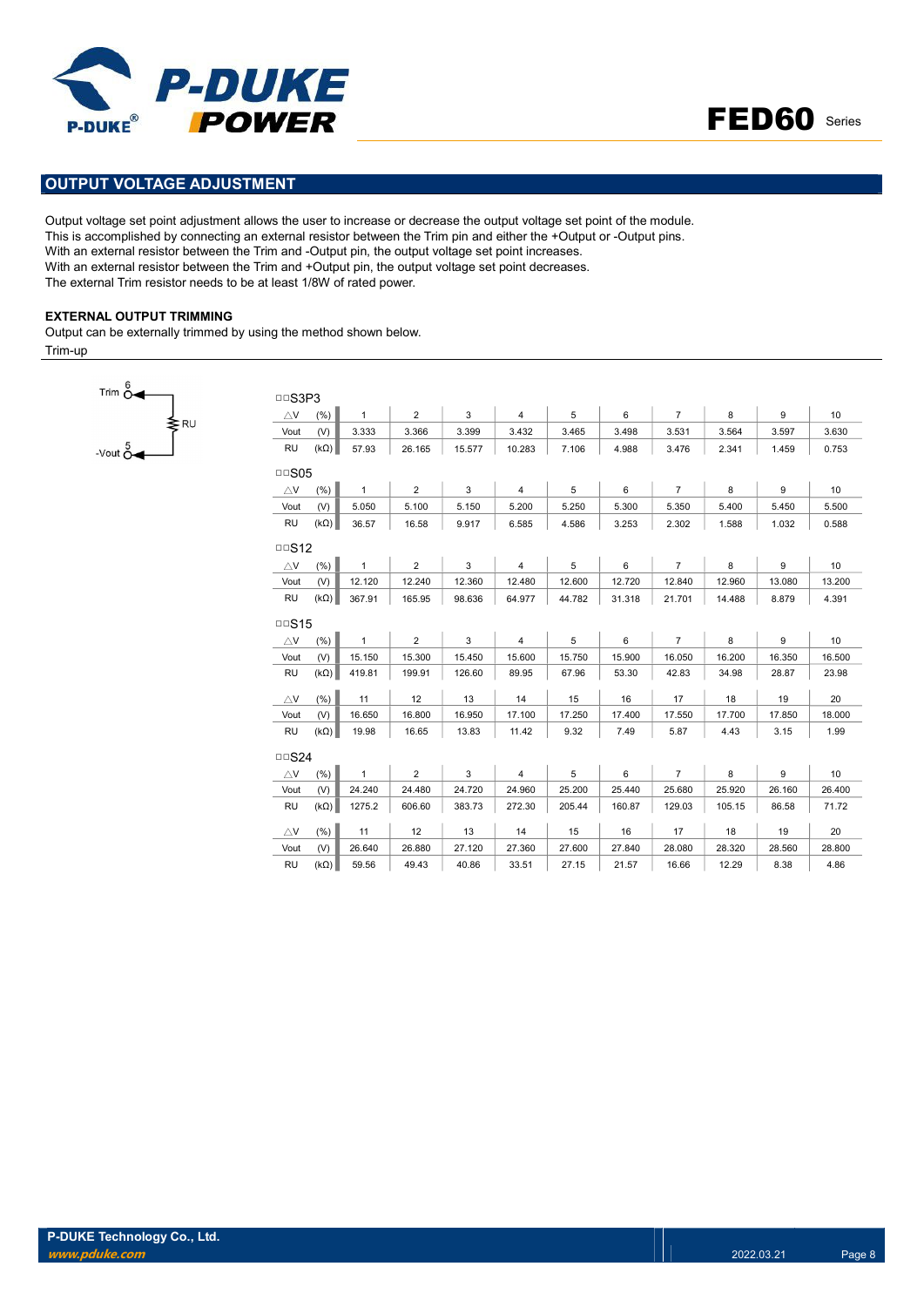## OUTPUT VOLTAGE ADJUSTMENT

Output voltage set point adjustment allows the user to increase or decrease the output voltage set point of the module.
This is accomplished by connecting an external resistor between the Trim pin and either the +Output or -Output pins.
With an external resistor between the Trim and -Output pin, the output voltage set point increases.
With an external resistor between the Trim and +Output pin, the output voltage set point decreases.
The external Trim resistor needs to be at least 1/8W of rated power.

### EXTERNAL OUTPUT TRIMMING

Output can be externally trimmed by using the method shown below.

Trim-up

Trim 6 — RU — -Vout 5

□□S3P3

| △V (%) | 1 | 2 | 3 | 4 | 5 | 6 | 7 | 8 | 9 | 10 |
|---|---|---|---|---|---|---|---|---|---|---|
| Vout (V) | 3.333 | 3.366 | 3.399 | 3.432 | 3.465 | 3.498 | 3.531 | 3.564 | 3.597 | 3.630 |
| RU (kΩ) | 57.93 | 26.165 | 15.577 | 10.283 | 7.106 | 4.988 | 3.476 | 2.341 | 1.459 | 0.753 |

□□S05

| △V (%) | 1 | 2 | 3 | 4 | 5 | 6 | 7 | 8 | 9 | 10 |
|---|---|---|---|---|---|---|---|---|---|---|
| Vout (V) | 5.050 | 5.100 | 5.150 | 5.200 | 5.250 | 5.300 | 5.350 | 5.400 | 5.450 | 5.500 |
| RU (kΩ) | 36.57 | 16.58 | 9.917 | 6.585 | 4.586 | 3.253 | 2.302 | 1.588 | 1.032 | 0.588 |

□□S12

| △V (%) | 1 | 2 | 3 | 4 | 5 | 6 | 7 | 8 | 9 | 10 |
|---|---|---|---|---|---|---|---|---|---|---|
| Vout (V) | 12.120 | 12.240 | 12.360 | 12.480 | 12.600 | 12.720 | 12.840 | 12.960 | 13.080 | 13.200 |
| RU (kΩ) | 367.91 | 165.95 | 98.636 | 64.977 | 44.782 | 31.318 | 21.701 | 14.488 | 8.879 | 4.391 |

□□S15

| △V (%) | 1 | 2 | 3 | 4 | 5 | 6 | 7 | 8 | 9 | 10 |
|---|---|---|---|---|---|---|---|---|---|---|
| Vout (V) | 15.150 | 15.300 | 15.450 | 15.600 | 15.750 | 15.900 | 16.050 | 16.200 | 16.350 | 16.500 |
| RU (kΩ) | 419.81 | 199.91 | 126.60 | 89.95 | 67.96 | 53.30 | 42.83 | 34.98 | 28.87 | 23.98 |
| △V (%) | 11 | 12 | 13 | 14 | 15 | 16 | 17 | 18 | 19 | 20 |
| Vout (V) | 16.650 | 16.800 | 16.950 | 17.100 | 17.250 | 17.400 | 17.550 | 17.700 | 17.850 | 18.000 |
| RU (kΩ) | 19.98 | 16.65 | 13.83 | 11.42 | 9.32 | 7.49 | 5.87 | 4.43 | 3.15 | 1.99 |

□□S24

| △V (%) | 1 | 2 | 3 | 4 | 5 | 6 | 7 | 8 | 9 | 10 |
|---|---|---|---|---|---|---|---|---|---|---|
| Vout (V) | 24.240 | 24.480 | 24.720 | 24.960 | 25.200 | 25.440 | 25.680 | 25.920 | 26.160 | 26.400 |
| RU (kΩ) | 1275.2 | 606.60 | 383.73 | 272.30 | 205.44 | 160.87 | 129.03 | 105.15 | 86.58 | 71.72 |
| △V (%) | 11 | 12 | 13 | 14 | 15 | 16 | 17 | 18 | 19 | 20 |
| Vout (V) | 26.640 | 26.880 | 27.120 | 27.360 | 27.600 | 27.840 | 28.080 | 28.320 | 28.560 | 28.800 |
| RU (kΩ) | 59.56 | 49.43 | 40.86 | 33.51 | 27.15 | 21.57 | 16.66 | 12.29 | 8.38 | 4.86 |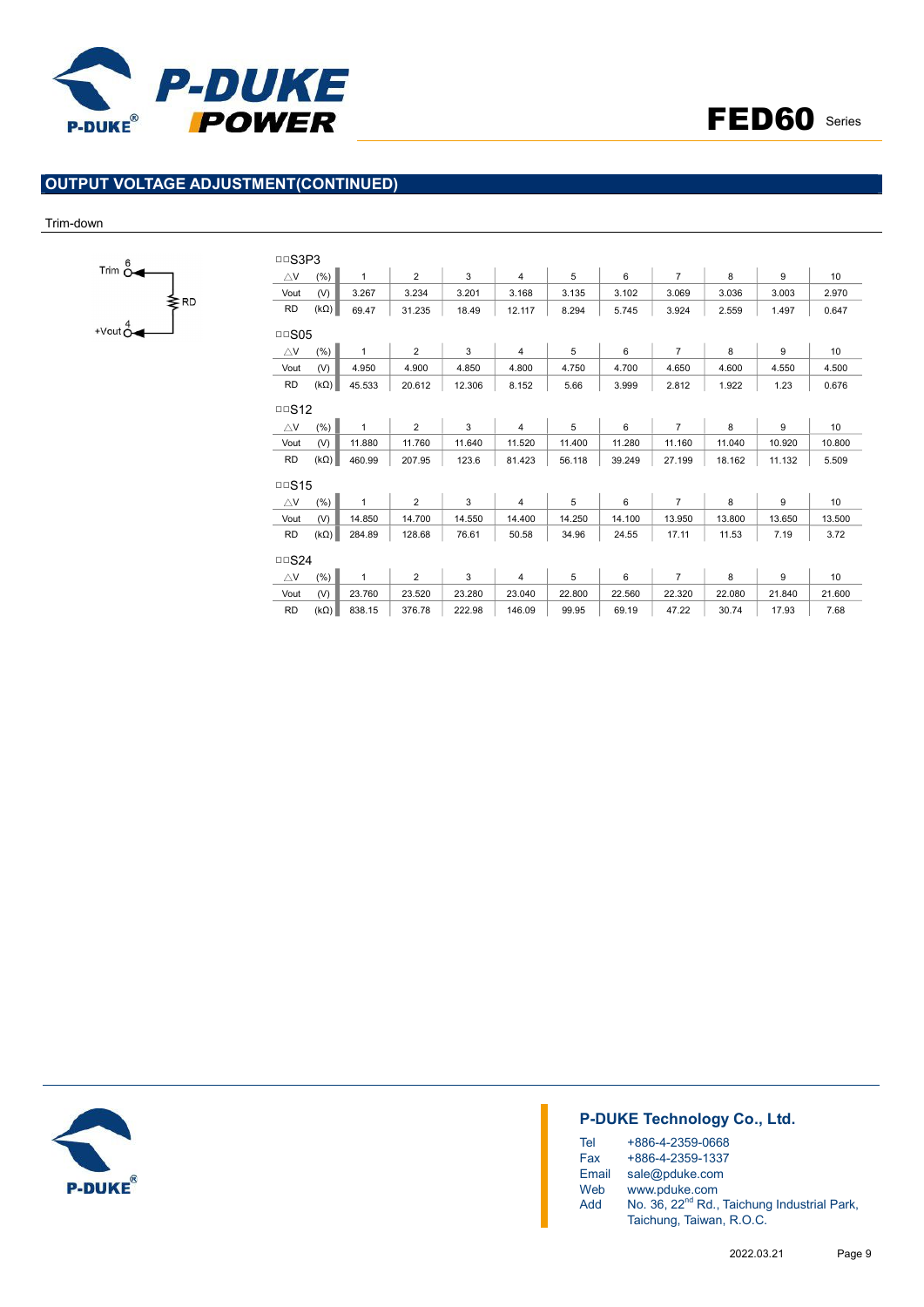## OUTPUT VOLTAGE ADJUSTMENT(CONTINUED)

Trim-down

Trim 6
RD
+Vout 4

□□S3P3

| △V (%) | 1 | 2 | 3 | 4 | 5 | 6 | 7 | 8 | 9 | 10 |
|---|---|---|---|---|---|---|---|---|---|---|
| Vout (V) | 3.267 | 3.234 | 3.201 | 3.168 | 3.135 | 3.102 | 3.069 | 3.036 | 3.003 | 2.970 |
| RD (kΩ) | 69.47 | 31.235 | 18.49 | 12.117 | 8.294 | 5.745 | 3.924 | 2.559 | 1.497 | 0.647 |

□□S05

| △V (%) | 1 | 2 | 3 | 4 | 5 | 6 | 7 | 8 | 9 | 10 |
|---|---|---|---|---|---|---|---|---|---|---|
| Vout (V) | 4.950 | 4.900 | 4.850 | 4.800 | 4.750 | 4.700 | 4.650 | 4.600 | 4.550 | 4.500 |
| RD (kΩ) | 45.533 | 20.612 | 12.306 | 8.152 | 5.66 | 3.999 | 2.812 | 1.922 | 1.23 | 0.676 |

□□S12

| △V (%) | 1 | 2 | 3 | 4 | 5 | 6 | 7 | 8 | 9 | 10 |
|---|---|---|---|---|---|---|---|---|---|---|
| Vout (V) | 11.880 | 11.760 | 11.640 | 11.520 | 11.400 | 11.280 | 11.160 | 11.040 | 10.920 | 10.800 |
| RD (kΩ) | 460.99 | 207.95 | 123.6 | 81.423 | 56.118 | 39.249 | 27.199 | 18.162 | 11.132 | 5.509 |

□□S15

| △V (%) | 1 | 2 | 3 | 4 | 5 | 6 | 7 | 8 | 9 | 10 |
|---|---|---|---|---|---|---|---|---|---|---|
| Vout (V) | 14.850 | 14.700 | 14.550 | 14.400 | 14.250 | 14.100 | 13.950 | 13.800 | 13.650 | 13.500 |
| RD (kΩ) | 284.89 | 128.68 | 76.61 | 50.58 | 34.96 | 24.55 | 17.11 | 11.53 | 7.19 | 3.72 |

□□S24

| △V (%) | 1 | 2 | 3 | 4 | 5 | 6 | 7 | 8 | 9 | 10 |
|---|---|---|---|---|---|---|---|---|---|---|
| Vout (V) | 23.760 | 23.520 | 23.280 | 23.040 | 22.800 | 22.560 | 22.320 | 22.080 | 21.840 | 21.600 |
| RD (kΩ) | 838.15 | 376.78 | 222.98 | 146.09 | 99.95 | 69.19 | 47.22 | 30.74 | 17.93 | 7.68 |

**P-DUKE Technology Co., Ltd.**

Tel +886-4-2359-0668
Fax +886-4-2359-1337
Email sale@pduke.com
Web www.pduke.com
Add No. 36, 22nd Rd., Taichung Industrial Park, Taichung, Taiwan, R.O.C.

2022.03.21